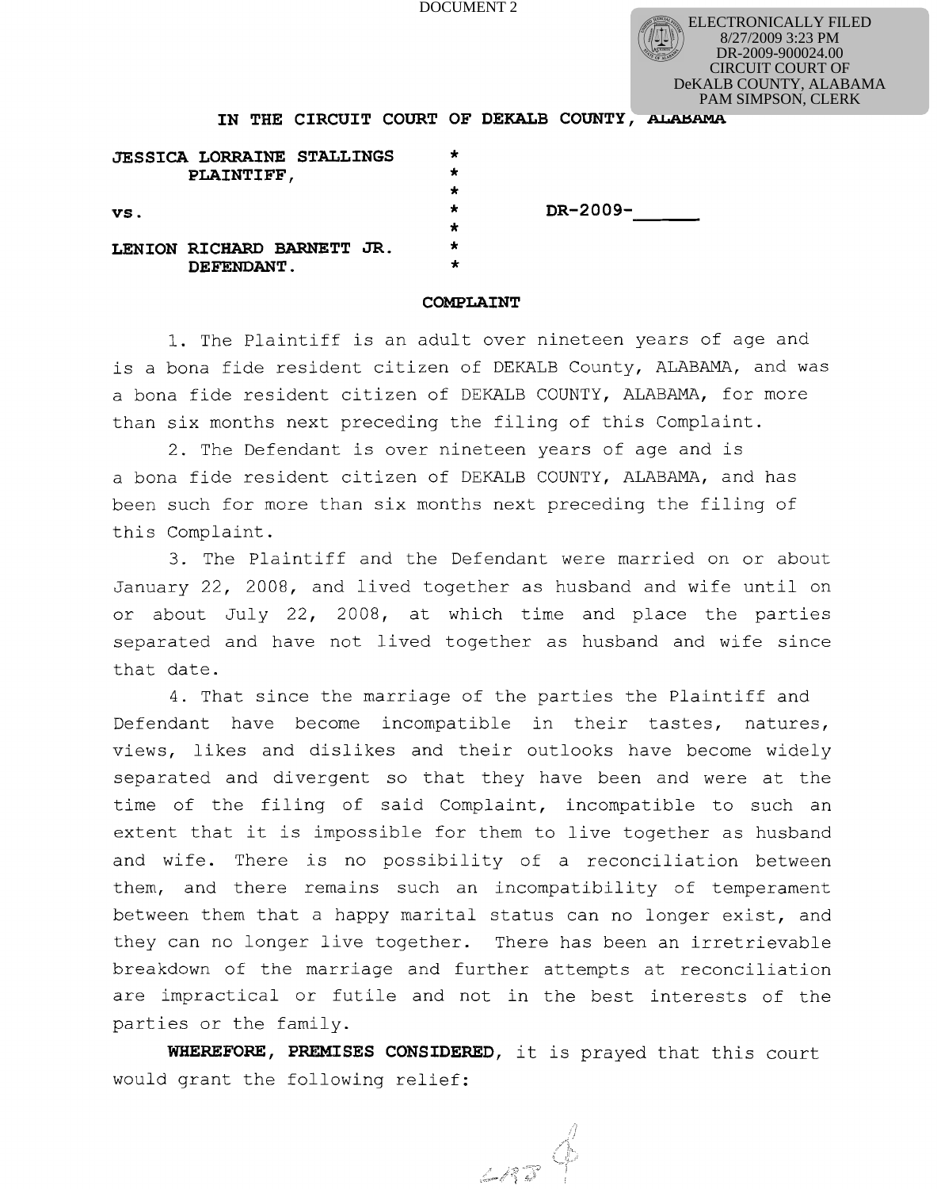DOCUMENT 2

ELECTRONICALLY FILED
8/27/2009 3:23 PM
DR-2009-900024.00
CIRCUIT COURT OF
DeKALB COUNTY, ALABAMA
PAM SIMPSON, CLERK

**IN THE CIRCUIT COURT OF DEKALB COUNTY, ALABAMA**

| | | |
|---|---|---|
| **JESSICA LORRAINE STALLINGS** | * | |
| **PLAINTIFF,** | * | |
| | * | |
| **vs.** | * | **DR-2009-\_\_\_\_\_\_** |
| | * | |
| **LENION RICHARD BARNETT JR.** | * | |
| **DEFENDANT.** | * | |

**COMPLAINT**

1. The Plaintiff is an adult over nineteen years of age and is a bona fide resident citizen of DEKALB County, ALABAMA, and was a bona fide resident citizen of DEKALB COUNTY, ALABAMA, for more than six months next preceding the filing of this Complaint.

2. The Defendant is over nineteen years of age and is a bona fide resident citizen of DEKALB COUNTY, ALABAMA, and has been such for more than six months next preceding the filing of this Complaint.

3. The Plaintiff and the Defendant were married on or about January 22, 2008, and lived together as husband and wife until on or about July 22, 2008, at which time and place the parties separated and have not lived together as husband and wife since that date.

4. That since the marriage of the parties the Plaintiff and Defendant have become incompatible in their tastes, natures, views, likes and dislikes and their outlooks have become widely separated and divergent so that they have been and were at the time of the filing of said Complaint, incompatible to such an extent that it is impossible for them to live together as husband and wife. There is no possibility of a reconciliation between them, and there remains such an incompatibility of temperament between them that a happy marital status can no longer exist, and they can no longer live together. There has been an irretrievable breakdown of the marriage and further attempts at reconciliation are impractical or futile and not in the best interests of the parties or the family.

**WHEREFORE, PREMISES CONSIDERED**, it is prayed that this court would grant the following relief: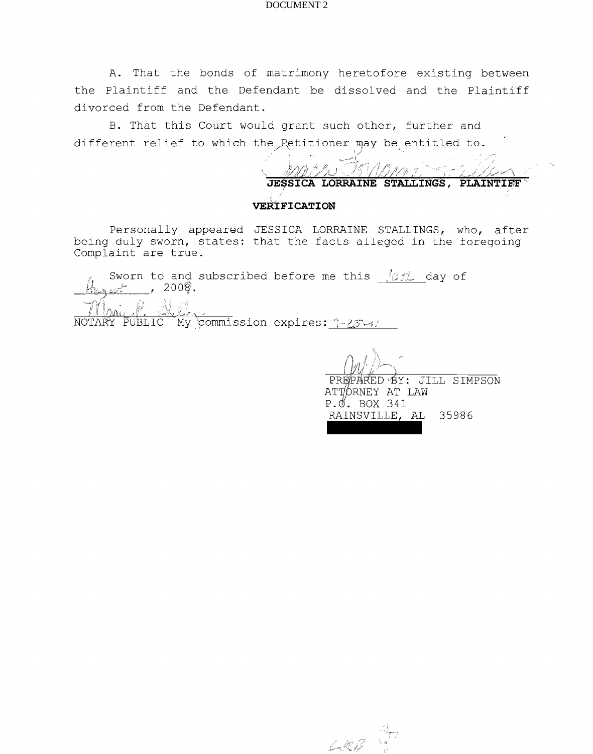A. That the bonds of matrimony heretofore existing between the Plaintiff and the Defendant be dissolved and the Plaintiff divorced from the Defendant.

B. That this Court would grant such other, further and different relief to which the Petitioner may be entitled to.

**JESSICA LORRAINE STALLINGS, PLAINTIFF**

**VERIFICATION**

Personally appeared JESSICA LORRAINE STALLINGS, who, after being duly sworn, states: that the facts alleged in the foregoing Complaint are true.

Sworn to and subscribed before me this 16th day of August, 2008.

NOTARY PUBLIC My commission expires: 9-25-11

PREPARED BY: JILL SIMPSON
ATTORNEY AT LAW
P.O. BOX 341
RAINSVILLE, AL 35986